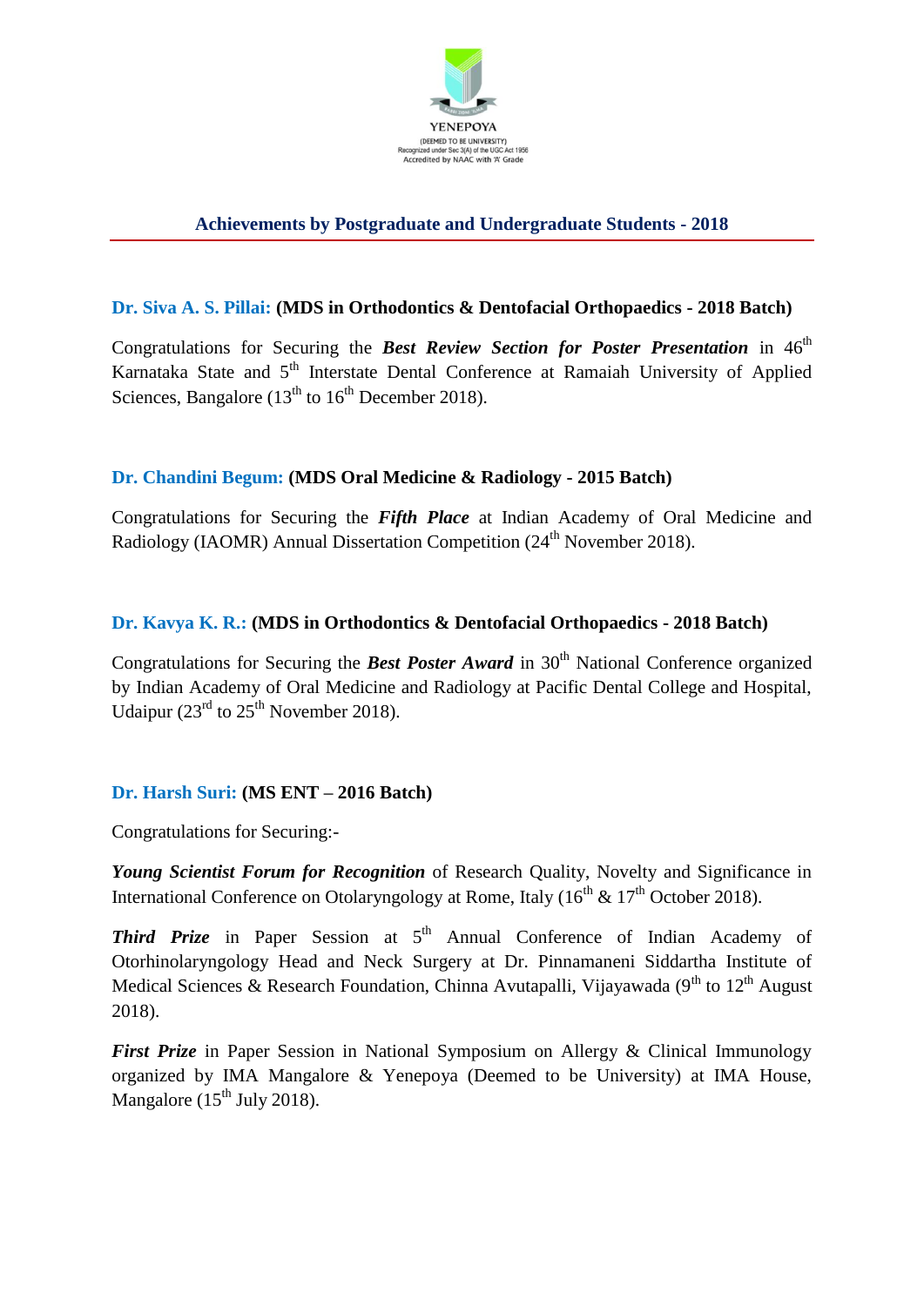YENEPOYA

(DEEMED TO BE UNIVERSITY)
Recognized under Sec 3(A) of the UGC Act 1956
Accredited by NAAC with 'A' Grade

## Achievements by Postgraduate and Undergraduate Students - 2018

**Dr. Siva A. S. Pillai: (MDS in Orthodontics & Dentofacial Orthopaedics - 2018 Batch)**

Congratulations for Securing the ***Best Review Section for Poster Presentation*** in 46th Karnataka State and 5th Interstate Dental Conference at Ramaiah University of Applied Sciences, Bangalore (13th to 16th December 2018).

**Dr. Chandini Begum: (MDS Oral Medicine & Radiology - 2015 Batch)**

Congratulations for Securing the ***Fifth Place*** at Indian Academy of Oral Medicine and Radiology (IAOMR) Annual Dissertation Competition (24th November 2018).

**Dr. Kavya K. R.: (MDS in Orthodontics & Dentofacial Orthopaedics - 2018 Batch)**

Congratulations for Securing the ***Best Poster Award*** in 30th National Conference organized by Indian Academy of Oral Medicine and Radiology at Pacific Dental College and Hospital, Udaipur (23rd to 25th November 2018).

**Dr. Harsh Suri: (MS ENT – 2016 Batch)**

Congratulations for Securing:-

***Young Scientist Forum for Recognition*** of Research Quality, Novelty and Significance in International Conference on Otolaryngology at Rome, Italy (16th & 17th October 2018).

***Third Prize*** in Paper Session at 5th Annual Conference of Indian Academy of Otorhinolaryngology Head and Neck Surgery at Dr. Pinnamaneni Siddartha Institute of Medical Sciences & Research Foundation, Chinna Avutapalli, Vijayawada (9th to 12th August 2018).

***First Prize*** in Paper Session in National Symposium on Allergy & Clinical Immunology organized by IMA Mangalore & Yenepoya (Deemed to be University) at IMA House, Mangalore (15th July 2018).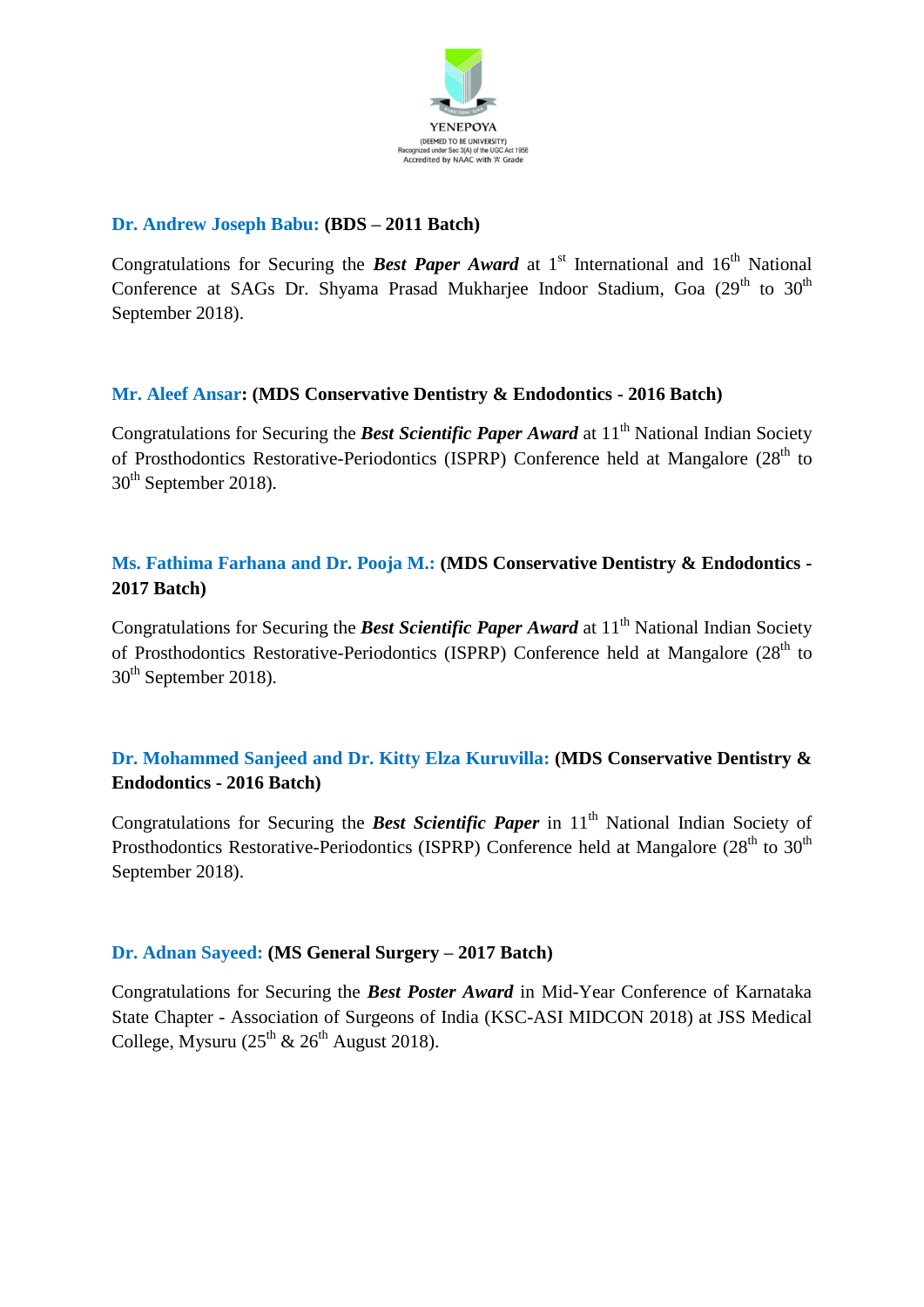**Dr. Andrew Joseph Babu: (BDS – 2011 Batch)**

Congratulations for Securing the ***Best Paper Award*** at 1st International and 16th National Conference at SAGs Dr. Shyama Prasad Mukharjee Indoor Stadium, Goa (29th to 30th September 2018).

**Mr. Aleef Ansar: (MDS Conservative Dentistry & Endodontics - 2016 Batch)**

Congratulations for Securing the ***Best Scientific Paper Award*** at 11th National Indian Society of Prosthodontics Restorative-Periodontics (ISPRP) Conference held at Mangalore (28th to 30th September 2018).

**Ms. Fathima Farhana and Dr. Pooja M.: (MDS Conservative Dentistry & Endodontics - 2017 Batch)**

Congratulations for Securing the ***Best Scientific Paper Award*** at 11th National Indian Society of Prosthodontics Restorative-Periodontics (ISPRP) Conference held at Mangalore (28th to 30th September 2018).

**Dr. Mohammed Sanjeed and Dr. Kitty Elza Kuruvilla: (MDS Conservative Dentistry & Endodontics - 2016 Batch)**

Congratulations for Securing the ***Best Scientific Paper*** in 11th National Indian Society of Prosthodontics Restorative-Periodontics (ISPRP) Conference held at Mangalore (28th to 30th September 2018).

**Dr. Adnan Sayeed: (MS General Surgery – 2017 Batch)**

Congratulations for Securing the ***Best Poster Award*** in Mid-Year Conference of Karnataka State Chapter - Association of Surgeons of India (KSC-ASI MIDCON 2018) at JSS Medical College, Mysuru (25th & 26th August 2018).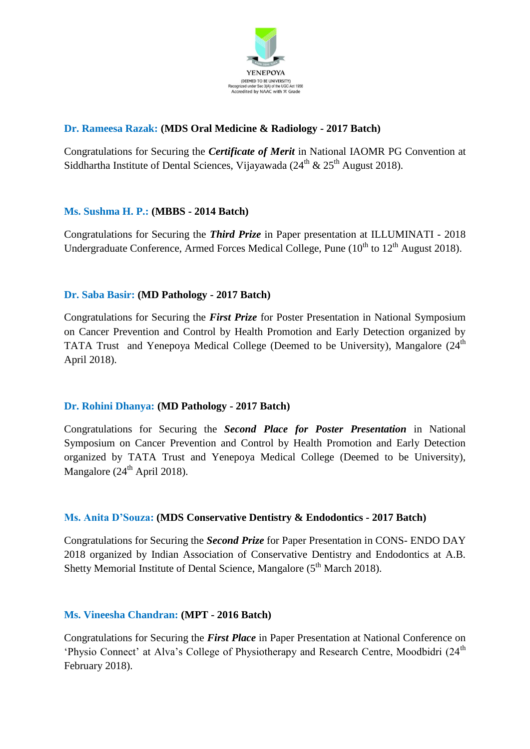**Dr. Rameesa Razak: (MDS Oral Medicine & Radiology - 2017 Batch)**

Congratulations for Securing the ***Certificate of Merit*** in National IAOMR PG Convention at Siddhartha Institute of Dental Sciences, Vijayawada (24th & 25th August 2018).

**Ms. Sushma H. P.: (MBBS - 2014 Batch)**

Congratulations for Securing the ***Third Prize*** in Paper presentation at ILLUMINATI - 2018 Undergraduate Conference, Armed Forces Medical College, Pune (10th to 12th August 2018).

**Dr. Saba Basir: (MD Pathology - 2017 Batch)**

Congratulations for Securing the ***First Prize*** for Poster Presentation in National Symposium on Cancer Prevention and Control by Health Promotion and Early Detection organized by TATA Trust and Yenepoya Medical College (Deemed to be University), Mangalore (24th April 2018).

**Dr. Rohini Dhanya: (MD Pathology - 2017 Batch)**

Congratulations for Securing the ***Second Place for Poster Presentation*** in National Symposium on Cancer Prevention and Control by Health Promotion and Early Detection organized by TATA Trust and Yenepoya Medical College (Deemed to be University), Mangalore (24th April 2018).

**Ms. Anita D'Souza: (MDS Conservative Dentistry & Endodontics - 2017 Batch)**

Congratulations for Securing the ***Second Prize*** for Paper Presentation in CONS- ENDO DAY 2018 organized by Indian Association of Conservative Dentistry and Endodontics at A.B. Shetty Memorial Institute of Dental Science, Mangalore (5th March 2018).

**Ms. Vineesha Chandran: (MPT - 2016 Batch)**

Congratulations for Securing the ***First Place*** in Paper Presentation at National Conference on 'Physio Connect' at Alva's College of Physiotherapy and Research Centre, Moodbidri (24th February 2018).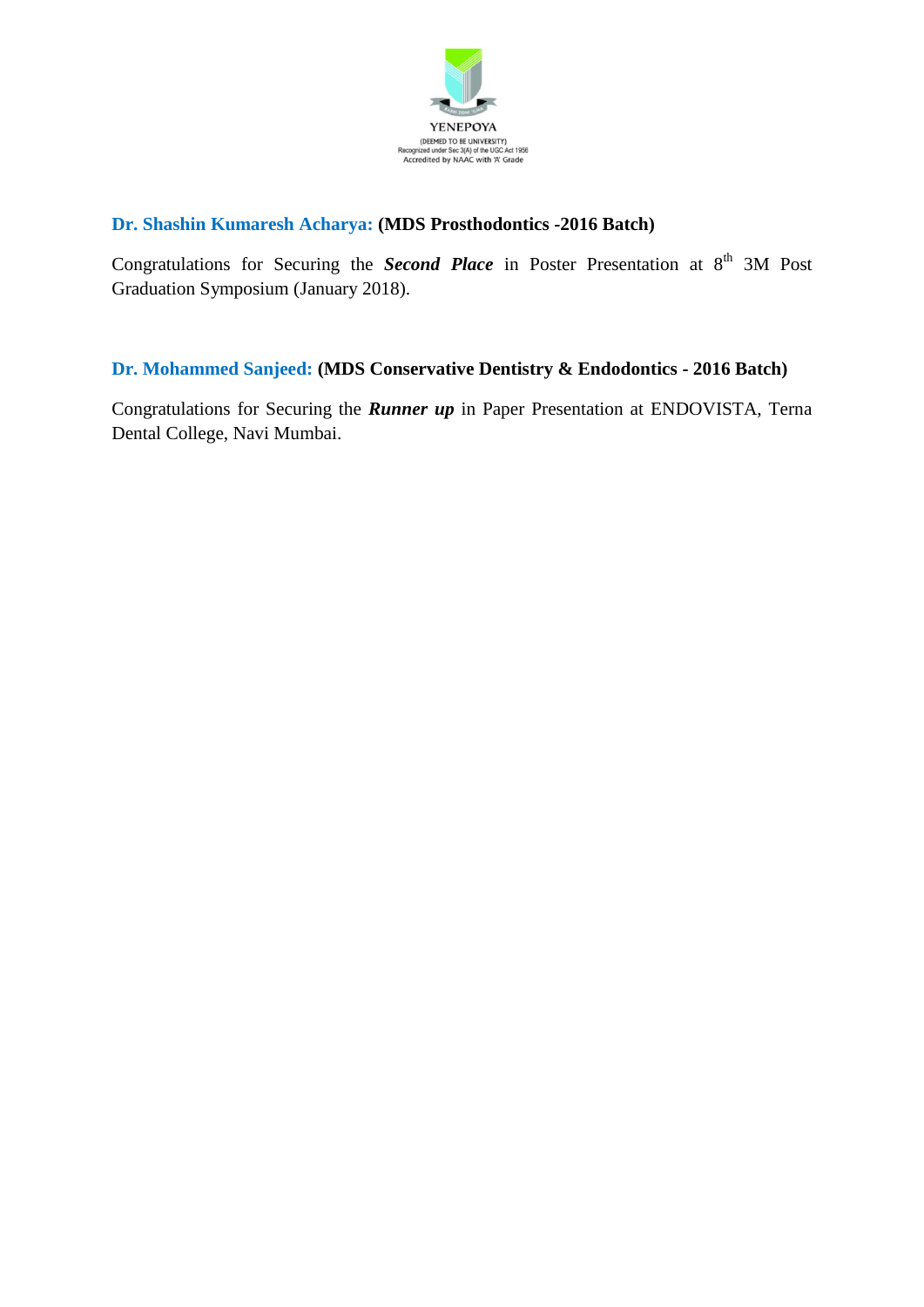YENEPOYA
(DEEMED TO BE UNIVERSITY)
Recognized under Sec 3(A) of the UGC Act 1956
Accredited by NAAC with 'A' Grade

**Dr. Shashin Kumaresh Acharya: (MDS Prosthodontics -2016 Batch)**

Congratulations for Securing the ***Second Place*** in Poster Presentation at 8th 3M Post Graduation Symposium (January 2018).

**Dr. Mohammed Sanjeed: (MDS Conservative Dentistry & Endodontics - 2016 Batch)**

Congratulations for Securing the ***Runner up*** in Paper Presentation at ENDOVISTA, Terna Dental College, Navi Mumbai.